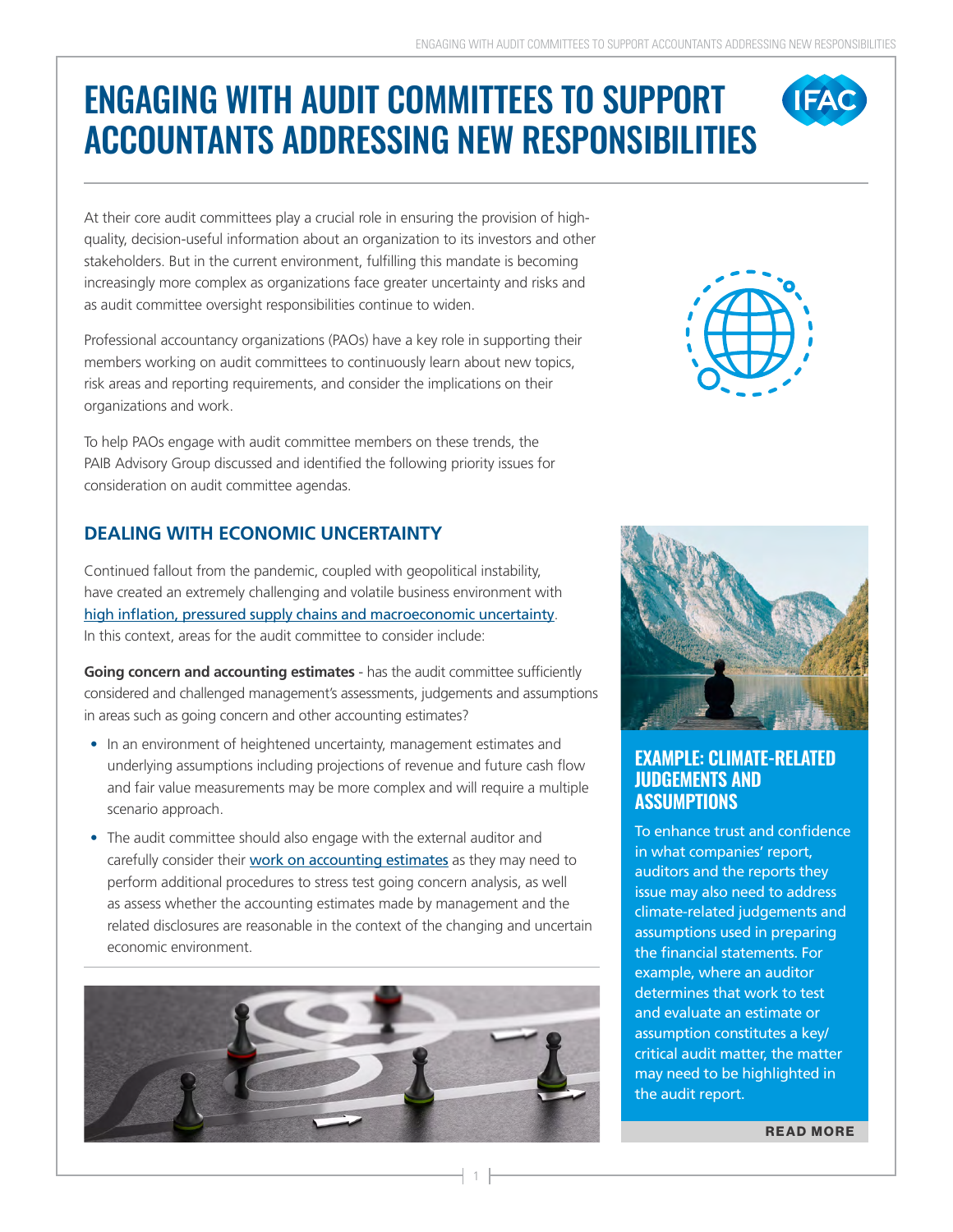# ENGAGING WITH AUDIT COMMITTEES TO SUPPORT ACCOUNTANTS ADDRESSING NEW RESPONSIBILITIES

At their core audit committees play a crucial role in ensuring the provision of high-quality, decision-useful information about an organization to its investors and other stakeholders. But in the current environment, fulfilling this mandate is becoming increasingly more complex as organizations face greater uncertainty and risks and as audit committee oversight responsibilities continue to widen.

Professional accountancy organizations (PAOs) have a key role in supporting their members working on audit committees to continuously learn about new topics, risk areas and reporting requirements, and consider the implications on their organizations and work.

To help PAOs engage with audit committee members on these trends, the PAIB Advisory Group discussed and identified the following priority issues for consideration on audit committee agendas.

## DEALING WITH ECONOMIC UNCERTAINTY

Continued fallout from the pandemic, coupled with geopolitical instability, have created an extremely challenging and volatile business environment with high inflation, pressured supply chains and macroeconomic uncertainty. In this context, areas for the audit committee to consider include:

**Going concern and accounting estimates** - has the audit committee sufficiently considered and challenged management's assessments, judgements and assumptions in areas such as going concern and other accounting estimates?

- In an environment of heightened uncertainty, management estimates and underlying assumptions including projections of revenue and future cash flow and fair value measurements may be more complex and will require a multiple scenario approach.
- The audit committee should also engage with the external auditor and carefully consider their work on accounting estimates as they may need to perform additional procedures to stress test going concern analysis, as well as assess whether the accounting estimates made by management and the related disclosures are reasonable in the context of the changing and uncertain economic environment.

### EXAMPLE: CLIMATE-RELATED JUDGEMENTS AND ASSUMPTIONS

To enhance trust and confidence in what companies' report, auditors and the reports they issue may also need to address climate-related judgements and assumptions used in preparing the financial statements. For example, where an auditor determines that work to test and evaluate an estimate or assumption constitutes a key/critical audit matter, the matter may need to be highlighted in the audit report.

READ MORE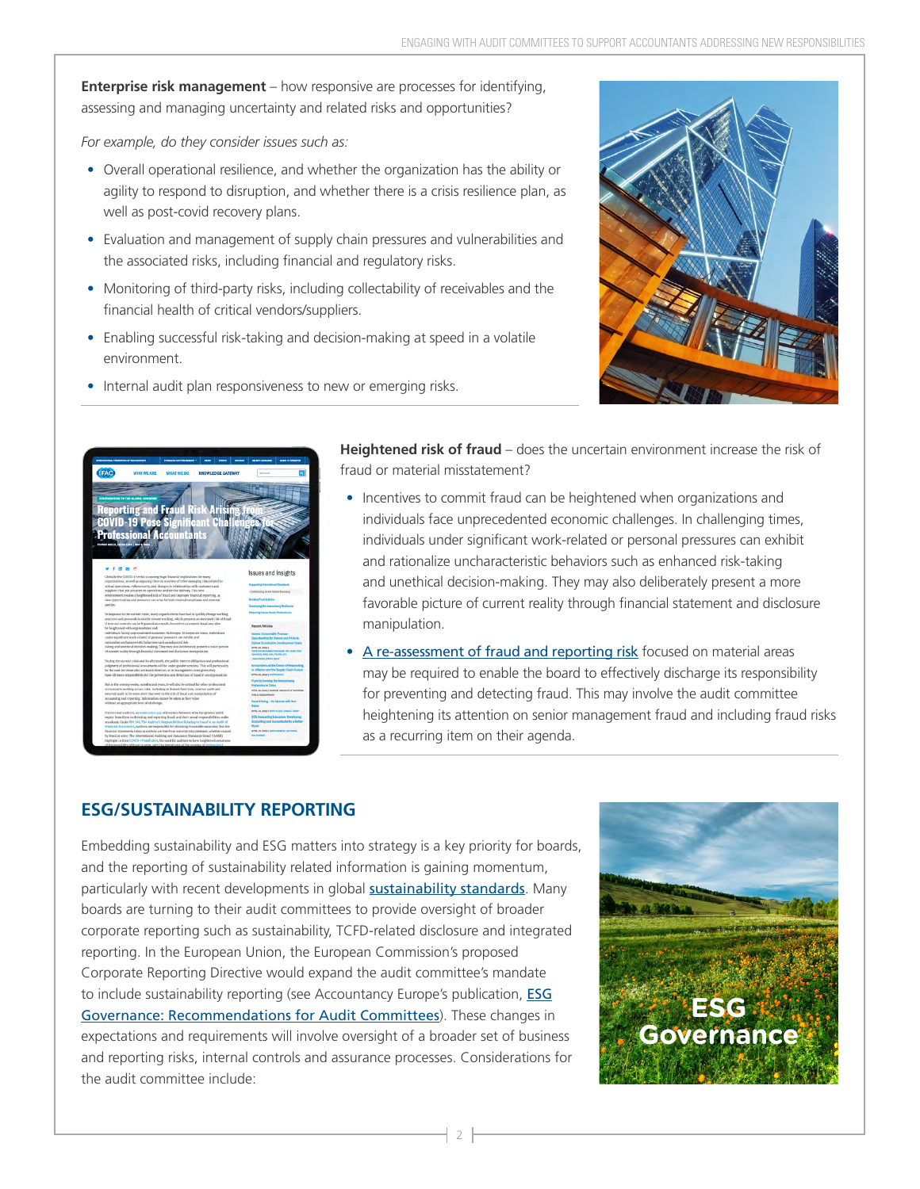**Enterprise risk management** – how responsive are processes for identifying, assessing and managing uncertainty and related risks and opportunities?

*For example, do they consider issues such as:*

- Overall operational resilience, and whether the organization has the ability or agility to respond to disruption, and whether there is a crisis resilience plan, as well as post-covid recovery plans.
- Evaluation and management of supply chain pressures and vulnerabilities and the associated risks, including financial and regulatory risks.
- Monitoring of third-party risks, including collectability of receivables and the financial health of critical vendors/suppliers.
- Enabling successful risk-taking and decision-making at speed in a volatile environment.
- Internal audit plan responsiveness to new or emerging risks.

**Heightened risk of fraud** – does the uncertain environment increase the risk of fraud or material misstatement?

- Incentives to commit fraud can be heightened when organizations and individuals face unprecedented economic challenges. In challenging times, individuals under significant work-related or personal pressures can exhibit and rationalize uncharacteristic behaviors such as enhanced risk-taking and unethical decision-making. They may also deliberately present a more favorable picture of current reality through financial statement and disclosure manipulation.
- A re-assessment of fraud and reporting risk focused on material areas may be required to enable the board to effectively discharge its responsibility for preventing and detecting fraud. This may involve the audit committee heightening its attention on senior management fraud and including fraud risks as a recurring item on their agenda.

## ESG/SUSTAINABILITY REPORTING

Embedding sustainability and ESG matters into strategy is a key priority for boards, and the reporting of sustainability related information is gaining momentum, particularly with recent developments in global sustainability standards. Many boards are turning to their audit committees to provide oversight of broader corporate reporting such as sustainability, TCFD-related disclosure and integrated reporting. In the European Union, the European Commission's proposed Corporate Reporting Directive would expand the audit committee's mandate to include sustainability reporting (see Accountancy Europe's publication, ESG Governance: Recommendations for Audit Committees). These changes in expectations and requirements will involve oversight of a broader set of business and reporting risks, internal controls and assurance processes. Considerations for the audit committee include: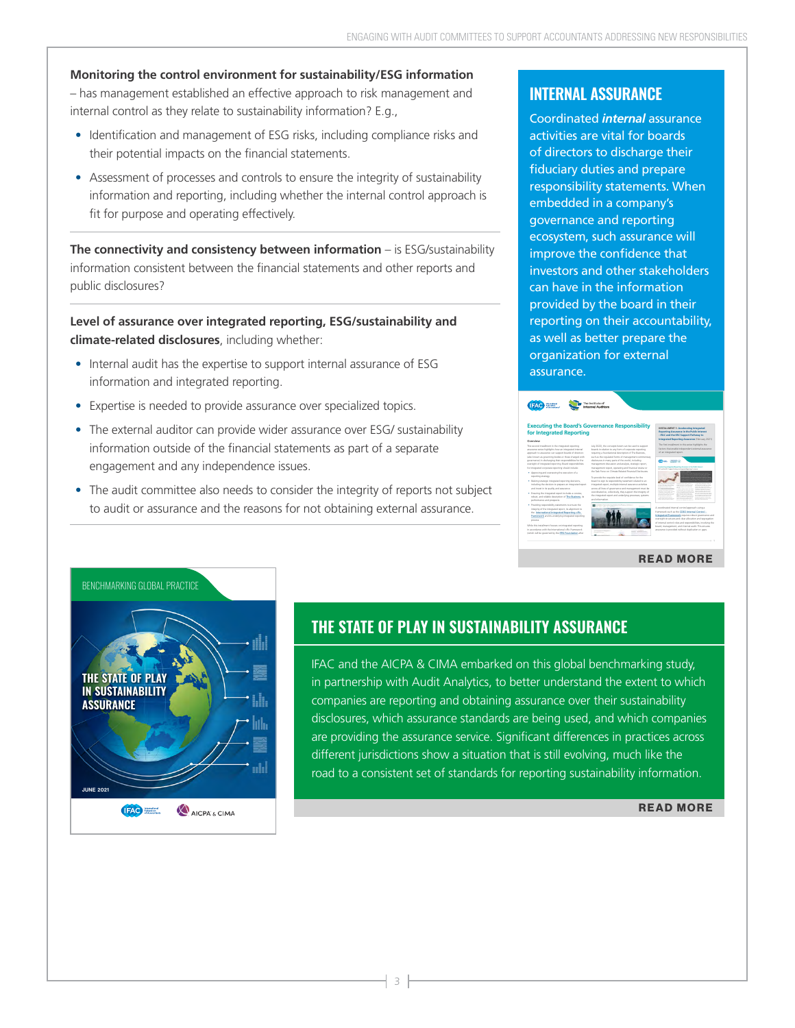**Monitoring the control environment for sustainability/ESG information** – has management established an effective approach to risk management and internal control as they relate to sustainability information? E.g.,

- Identification and management of ESG risks, including compliance risks and their potential impacts on the financial statements.
- Assessment of processes and controls to ensure the integrity of sustainability information and reporting, including whether the internal control approach is fit for purpose and operating effectively.

**The connectivity and consistency between information** – is ESG/sustainability information consistent between the financial statements and other reports and public disclosures?

**Level of assurance over integrated reporting, ESG/sustainability and climate-related disclosures**, including whether:

- Internal audit has the expertise to support internal assurance of ESG information and integrated reporting.
- Expertise is needed to provide assurance over specialized topics.
- The external auditor can provide wider assurance over ESG/ sustainability information outside of the financial statements as part of a separate engagement and any independence issues.
- The audit committee also needs to consider the integrity of reports not subject to audit or assurance and the reasons for not obtaining external assurance.

## INTERNAL ASSURANCE

Coordinated ***internal*** assurance activities are vital for boards of directors to discharge their fiduciary duties and prepare responsibility statements. When embedded in a company's governance and reporting ecosystem, such assurance will improve the confidence that investors and other stakeholders can have in the information provided by the board in their reporting on their accountability, as well as better prepare the organization for external assurance.

**READ MORE**

BENCHMARKING GLOBAL PRACTICE

THE STATE OF PLAY IN SUSTAINABILITY ASSURANCE

JUNE 2021

## THE STATE OF PLAY IN SUSTAINABILITY ASSURANCE

IFAC and the AICPA & CIMA embarked on this global benchmarking study, in partnership with Audit Analytics, to better understand the extent to which companies are reporting and obtaining assurance over their sustainability disclosures, which assurance standards are being used, and which companies are providing the assurance service. Significant differences in practices across different jurisdictions show a situation that is still evolving, much like the road to a consistent set of standards for reporting sustainability information.

**READ MORE**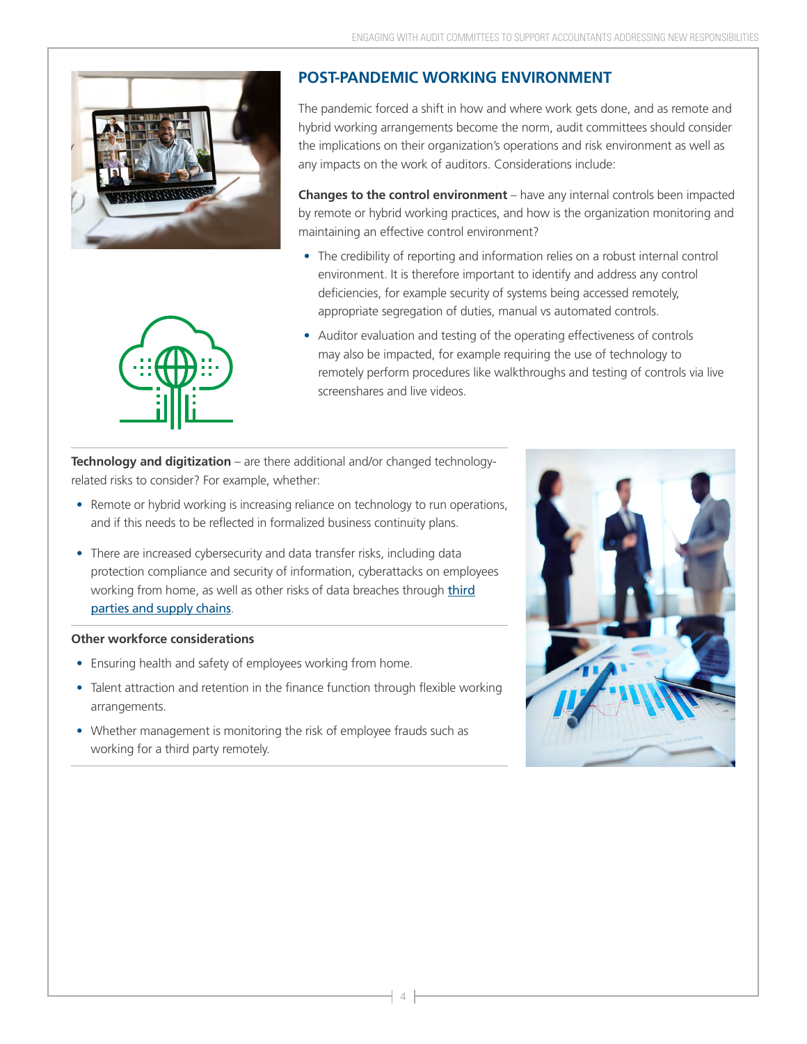## POST-PANDEMIC WORKING ENVIRONMENT

The pandemic forced a shift in how and where work gets done, and as remote and hybrid working arrangements become the norm, audit committees should consider the implications on their organization's operations and risk environment as well as any impacts on the work of auditors. Considerations include:

**Changes to the control environment** – have any internal controls been impacted by remote or hybrid working practices, and how is the organization monitoring and maintaining an effective control environment?

- The credibility of reporting and information relies on a robust internal control environment. It is therefore important to identify and address any control deficiencies, for example security of systems being accessed remotely, appropriate segregation of duties, manual vs automated controls.
- Auditor evaluation and testing of the operating effectiveness of controls may also be impacted, for example requiring the use of technology to remotely perform procedures like walkthroughs and testing of controls via live screenshares and live videos.

**Technology and digitization** – are there additional and/or changed technology-related risks to consider? For example, whether:

- Remote or hybrid working is increasing reliance on technology to run operations, and if this needs to be reflected in formalized business continuity plans.
- There are increased cybersecurity and data transfer risks, including data protection compliance and security of information, cyberattacks on employees working from home, as well as other risks of data breaches through third parties and supply chains.

**Other workforce considerations**

- Ensuring health and safety of employees working from home.
- Talent attraction and retention in the finance function through flexible working arrangements.
- Whether management is monitoring the risk of employee frauds such as working for a third party remotely.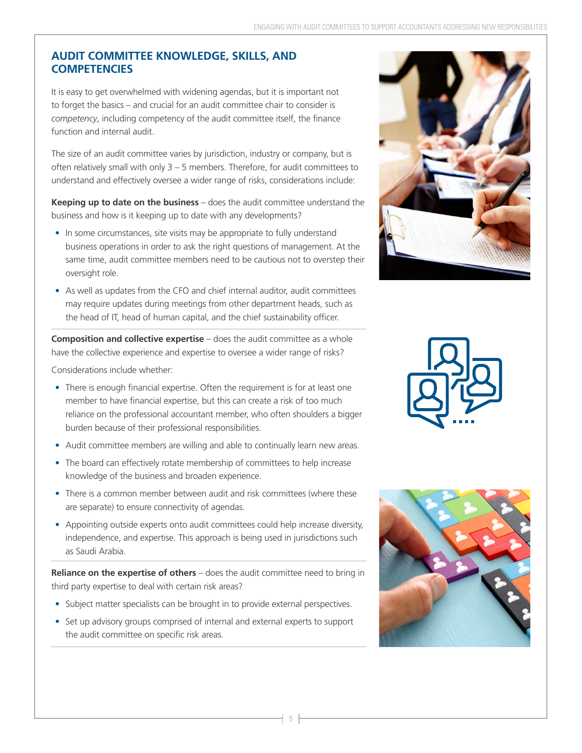## AUDIT COMMITTEE KNOWLEDGE, SKILLS, AND COMPETENCIES

It is easy to get overwhelmed with widening agendas, but it is important not to forget the basics – and crucial for an audit committee chair to consider is *competency*, including competency of the audit committee itself, the finance function and internal audit.

The size of an audit committee varies by jurisdiction, industry or company, but is often relatively small with only 3 – 5 members. Therefore, for audit committees to understand and effectively oversee a wider range of risks, considerations include:

**Keeping up to date on the business** – does the audit committee understand the business and how is it keeping up to date with any developments?

- In some circumstances, site visits may be appropriate to fully understand business operations in order to ask the right questions of management. At the same time, audit committee members need to be cautious not to overstep their oversight role.
- As well as updates from the CFO and chief internal auditor, audit committees may require updates during meetings from other department heads, such as the head of IT, head of human capital, and the chief sustainability officer.

**Composition and collective expertise** – does the audit committee as a whole have the collective experience and expertise to oversee a wider range of risks?

Considerations include whether:

- There is enough financial expertise. Often the requirement is for at least one member to have financial expertise, but this can create a risk of too much reliance on the professional accountant member, who often shoulders a bigger burden because of their professional responsibilities.
- Audit committee members are willing and able to continually learn new areas.
- The board can effectively rotate membership of committees to help increase knowledge of the business and broaden experience.
- There is a common member between audit and risk committees (where these are separate) to ensure connectivity of agendas.
- Appointing outside experts onto audit committees could help increase diversity, independence, and expertise. This approach is being used in jurisdictions such as Saudi Arabia.

**Reliance on the expertise of others** – does the audit committee need to bring in third party expertise to deal with certain risk areas?

- Subject matter specialists can be brought in to provide external perspectives.
- Set up advisory groups comprised of internal and external experts to support the audit committee on specific risk areas.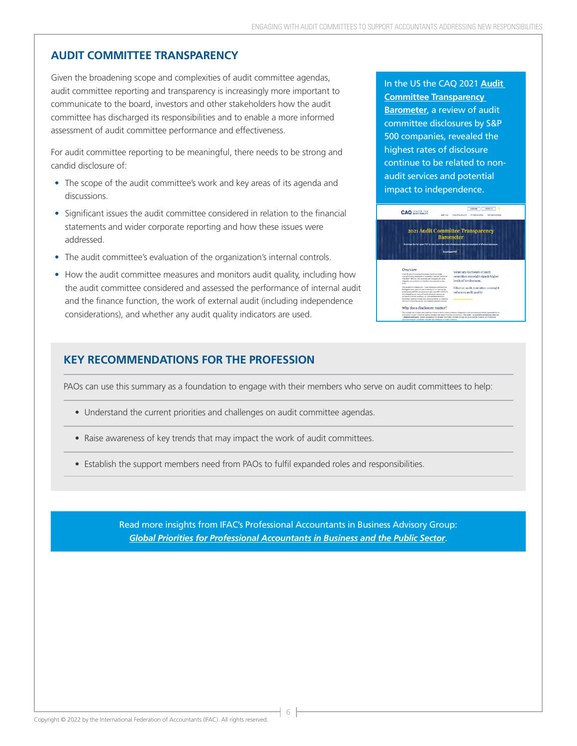## AUDIT COMMITTEE TRANSPARENCY

Given the broadening scope and complexities of audit committee agendas, audit committee reporting and transparency is increasingly more important to communicate to the board, investors and other stakeholders how the audit committee has discharged its responsibilities and to enable a more informed assessment of audit committee performance and effectiveness.

For audit committee reporting to be meaningful, there needs to be strong and candid disclosure of:

- The scope of the audit committee's work and key areas of its agenda and discussions.
- Significant issues the audit committee considered in relation to the financial statements and wider corporate reporting and how these issues were addressed.
- The audit committee's evaluation of the organization's internal controls.
- How the audit committee measures and monitors audit quality, including how the audit committee considered and assessed the performance of internal audit and the finance function, the work of external audit (including independence considerations), and whether any audit quality indicators are used.

In the US the CAQ 2021 **Audit Committee Transparency Barometer**, a review of audit committee disclosures by S&P 500 companies, revealed the highest rates of disclosure continue to be related to non-audit services and potential impact to independence.

## KEY RECOMMENDATIONS FOR THE PROFESSION

PAOs can use this summary as a foundation to engage with their members who serve on audit committees to help:

- Understand the current priorities and challenges on audit committee agendas.
- Raise awareness of key trends that may impact the work of audit committees.
- Establish the support members need from PAOs to fulfil expanded roles and responsibilities.

Read more insights from IFAC's Professional Accountants in Business Advisory Group: ***Global Priorities for Professional Accountants in Business and the Public Sector***.

Copyright © 2022 by the International Federation of Accountants (IFAC). All rights reserved.